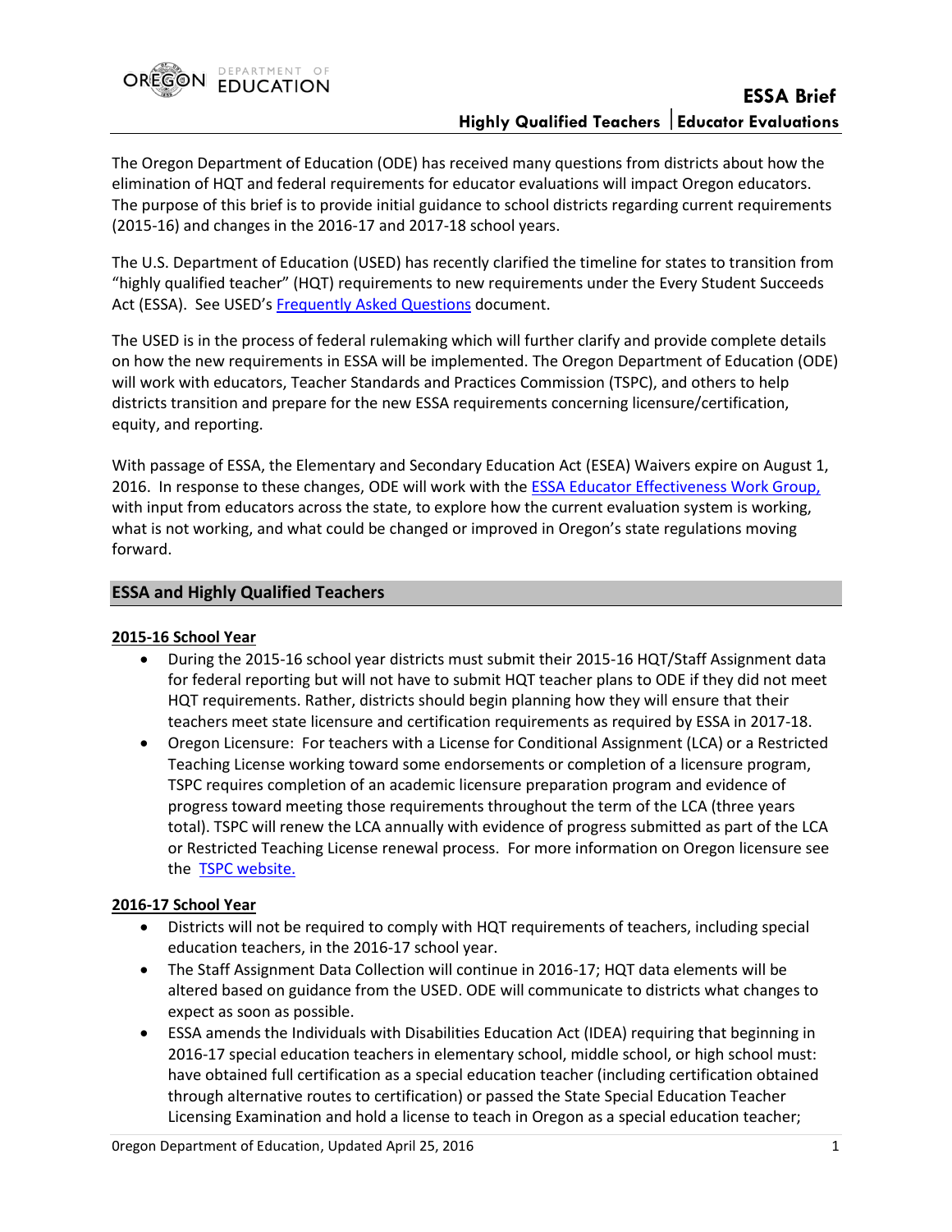# ESSA Brief

**Highly Qualified Teachers | Educator Evaluations**

The Oregon Department of Education (ODE) has received many questions from districts about how the elimination of HQT and federal requirements for educator evaluations will impact Oregon educators. The purpose of this brief is to provide initial guidance to school districts regarding current requirements (2015-16) and changes in the 2016-17 and 2017-18 school years.

The U.S. Department of Education (USED) has recently clarified the timeline for states to transition from "highly qualified teacher" (HQT) requirements to new requirements under the Every Student Succeeds Act (ESSA). See USED's Frequently Asked Questions document.

The USED is in the process of federal rulemaking which will further clarify and provide complete details on how the new requirements in ESSA will be implemented. The Oregon Department of Education (ODE) will work with educators, Teacher Standards and Practices Commission (TSPC), and others to help districts transition and prepare for the new ESSA requirements concerning licensure/certification, equity, and reporting.

With passage of ESSA, the Elementary and Secondary Education Act (ESEA) Waivers expire on August 1, 2016. In response to these changes, ODE will work with the ESSA Educator Effectiveness Work Group, with input from educators across the state, to explore how the current evaluation system is working, what is not working, and what could be changed or improved in Oregon's state regulations moving forward.

## ESSA and Highly Qualified Teachers

### 2015-16 School Year

- During the 2015-16 school year districts must submit their 2015-16 HQT/Staff Assignment data for federal reporting but will not have to submit HQT teacher plans to ODE if they did not meet HQT requirements. Rather, districts should begin planning how they will ensure that their teachers meet state licensure and certification requirements as required by ESSA in 2017-18.
- Oregon Licensure: For teachers with a License for Conditional Assignment (LCA) or a Restricted Teaching License working toward some endorsements or completion of a licensure program, TSPC requires completion of an academic licensure preparation program and evidence of progress toward meeting those requirements throughout the term of the LCA (three years total). TSPC will renew the LCA annually with evidence of progress submitted as part of the LCA or Restricted Teaching License renewal process. For more information on Oregon licensure see the TSPC website.

### 2016-17 School Year

- Districts will not be required to comply with HQT requirements of teachers, including special education teachers, in the 2016-17 school year.
- The Staff Assignment Data Collection will continue in 2016-17; HQT data elements will be altered based on guidance from the USED. ODE will communicate to districts what changes to expect as soon as possible.
- ESSA amends the Individuals with Disabilities Education Act (IDEA) requiring that beginning in 2016-17 special education teachers in elementary school, middle school, or high school must: have obtained full certification as a special education teacher (including certification obtained through alternative routes to certification) or passed the State Special Education Teacher Licensing Examination and hold a license to teach in Oregon as a special education teacher;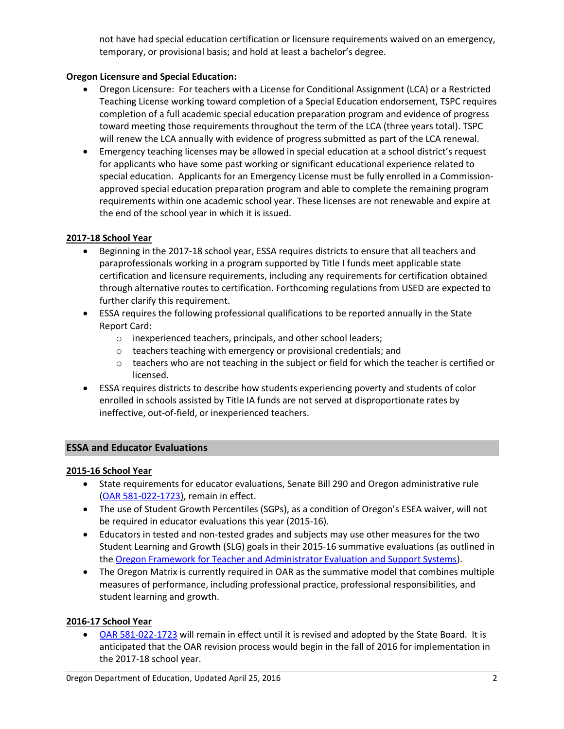not have had special education certification or licensure requirements waived on an emergency, temporary, or provisional basis; and hold at least a bachelor's degree.

**Oregon Licensure and Special Education:**

- Oregon Licensure: For teachers with a License for Conditional Assignment (LCA) or a Restricted Teaching License working toward completion of a Special Education endorsement, TSPC requires completion of a full academic special education preparation program and evidence of progress toward meeting those requirements throughout the term of the LCA (three years total). TSPC will renew the LCA annually with evidence of progress submitted as part of the LCA renewal.
- Emergency teaching licenses may be allowed in special education at a school district's request for applicants who have some past working or significant educational experience related to special education. Applicants for an Emergency License must be fully enrolled in a Commission-approved special education preparation program and able to complete the remaining program requirements within one academic school year. These licenses are not renewable and expire at the end of the school year in which it is issued.

**2017-18 School Year**

- Beginning in the 2017-18 school year, ESSA requires districts to ensure that all teachers and paraprofessionals working in a program supported by Title I funds meet applicable state certification and licensure requirements, including any requirements for certification obtained through alternative routes to certification. Forthcoming regulations from USED are expected to further clarify this requirement.
- ESSA requires the following professional qualifications to be reported annually in the State Report Card:
  - inexperienced teachers, principals, and other school leaders;
  - teachers teaching with emergency or provisional credentials; and
  - teachers who are not teaching in the subject or field for which the teacher is certified or licensed.
- ESSA requires districts to describe how students experiencing poverty and students of color enrolled in schools assisted by Title IA funds are not served at disproportionate rates by ineffective, out-of-field, or inexperienced teachers.

## ESSA and Educator Evaluations

**2015-16 School Year**

- State requirements for educator evaluations, Senate Bill 290 and Oregon administrative rule (OAR 581-022-1723), remain in effect.
- The use of Student Growth Percentiles (SGPs), as a condition of Oregon's ESEA waiver, will not be required in educator evaluations this year (2015-16).
- Educators in tested and non-tested grades and subjects may use other measures for the two Student Learning and Growth (SLG) goals in their 2015-16 summative evaluations (as outlined in the Oregon Framework for Teacher and Administrator Evaluation and Support Systems).
- The Oregon Matrix is currently required in OAR as the summative model that combines multiple measures of performance, including professional practice, professional responsibilities, and student learning and growth.

**2016-17 School Year**

- OAR 581-022-1723 will remain in effect until it is revised and adopted by the State Board. It is anticipated that the OAR revision process would begin in the fall of 2016 for implementation in the 2017-18 school year.